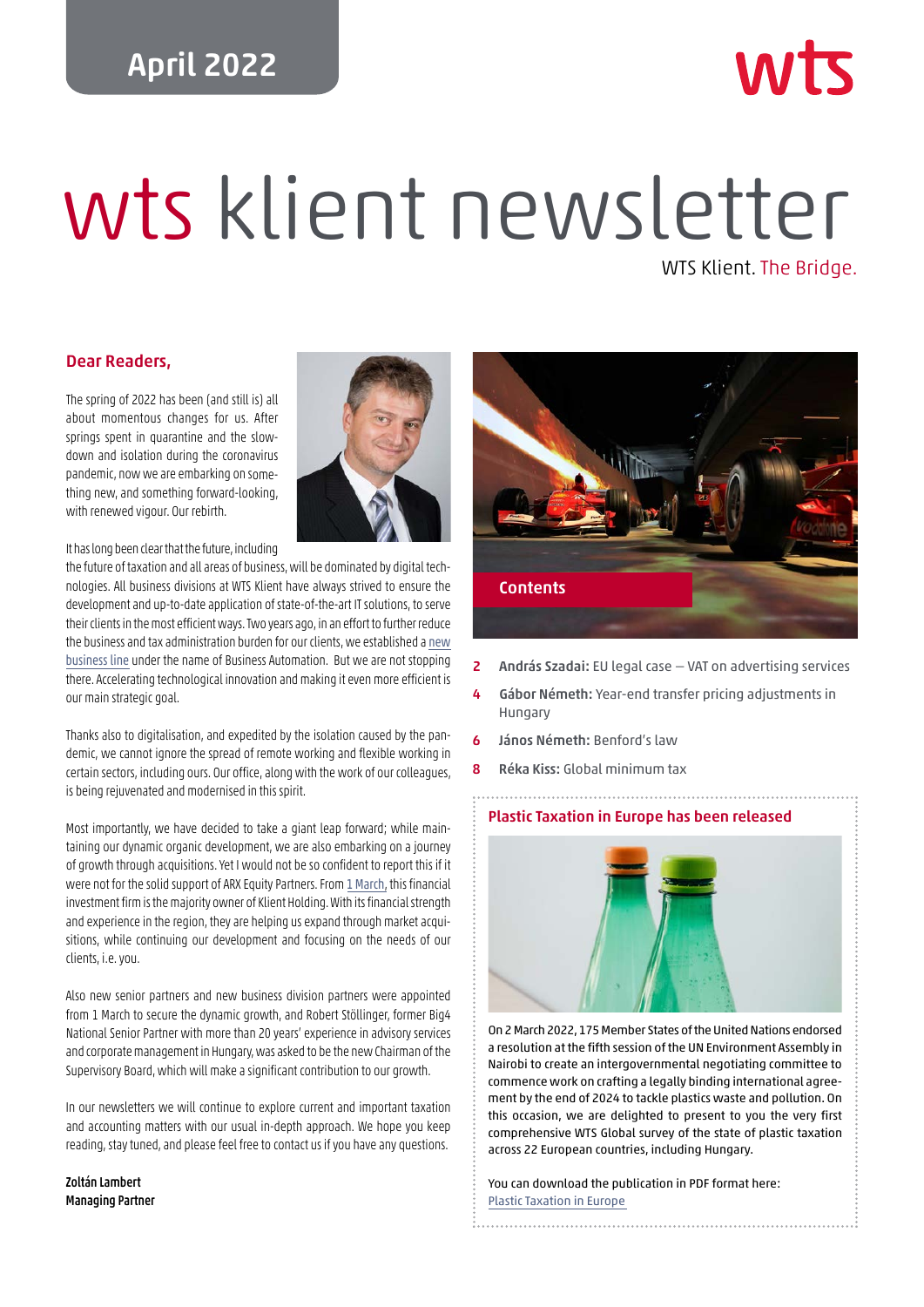April 2022

# wts klient newsletter

WTS Klient. The Bridge.

## Dear Readers,

The spring of 2022 has been (and still is) all about momentous changes for us. After springs spent in quarantine and the slowdown and isolation during the coronavirus pandemic, now we are embarking on something new, and something forward-looking, with renewed vigour. Our rebirth.

It has long been clear that the future, including the future of taxation and all areas of business, will be dominated by digital technologies. All business divisions at WTS Klient have always strived to ensure the development and up-to-date application of state-of-the-art IT solutions, to serve their clients in the most efficient ways. Two years ago, in an effort to further reduce the business and tax administration burden for our clients, we established a new business line under the name of Business Automation. But we are not stopping there. Accelerating technological innovation and making it even more efficient is our main strategic goal.

Thanks also to digitalisation, and expedited by the isolation caused by the pandemic, we cannot ignore the spread of remote working and flexible working in certain sectors, including ours. Our office, along with the work of our colleagues, is being rejuvenated and modernised in this spirit.

Most importantly, we have decided to take a giant leap forward; while maintaining our dynamic organic development, we are also embarking on a journey of growth through acquisitions. Yet I would not be so confident to report this if it were not for the solid support of ARX Equity Partners. From 1 March, this financial investment firm is the majority owner of Klient Holding. With its financial strength and experience in the region, they are helping us expand through market acquisitions, while continuing our development and focusing on the needs of our clients, i.e. you.

Also new senior partners and new business division partners were appointed from 1 March to secure the dynamic growth, and Robert Stöllinger, former Big4 National Senior Partner with more than 20 years' experience in advisory services and corporate management in Hungary, was asked to be the new Chairman of the Supervisory Board, which will make a significant contribution to our growth.

In our newsletters we will continue to explore current and important taxation and accounting matters with our usual in-depth approach. We hope you keep reading, stay tuned, and please feel free to contact us if you have any questions.

**Zoltán Lambert**
**Managing Partner**

## Contents

2 **András Szadai:** EU legal case – VAT on advertising services

4 **Gábor Németh:** Year-end transfer pricing adjustments in Hungary

6 **János Németh:** Benford's law

8 **Réka Kiss:** Global minimum tax

## Plastic Taxation in Europe has been released

On 2 March 2022, 175 Member States of the United Nations endorsed a resolution at the fifth session of the UN Environment Assembly in Nairobi to create an intergovernmental negotiating committee to commence work on crafting a legally binding international agreement by the end of 2024 to tackle plastics waste and pollution. On this occasion, we are delighted to present to you the very first comprehensive WTS Global survey of the state of plastic taxation across 22 European countries, including Hungary.

You can download the publication in PDF format here: Plastic Taxation in Europe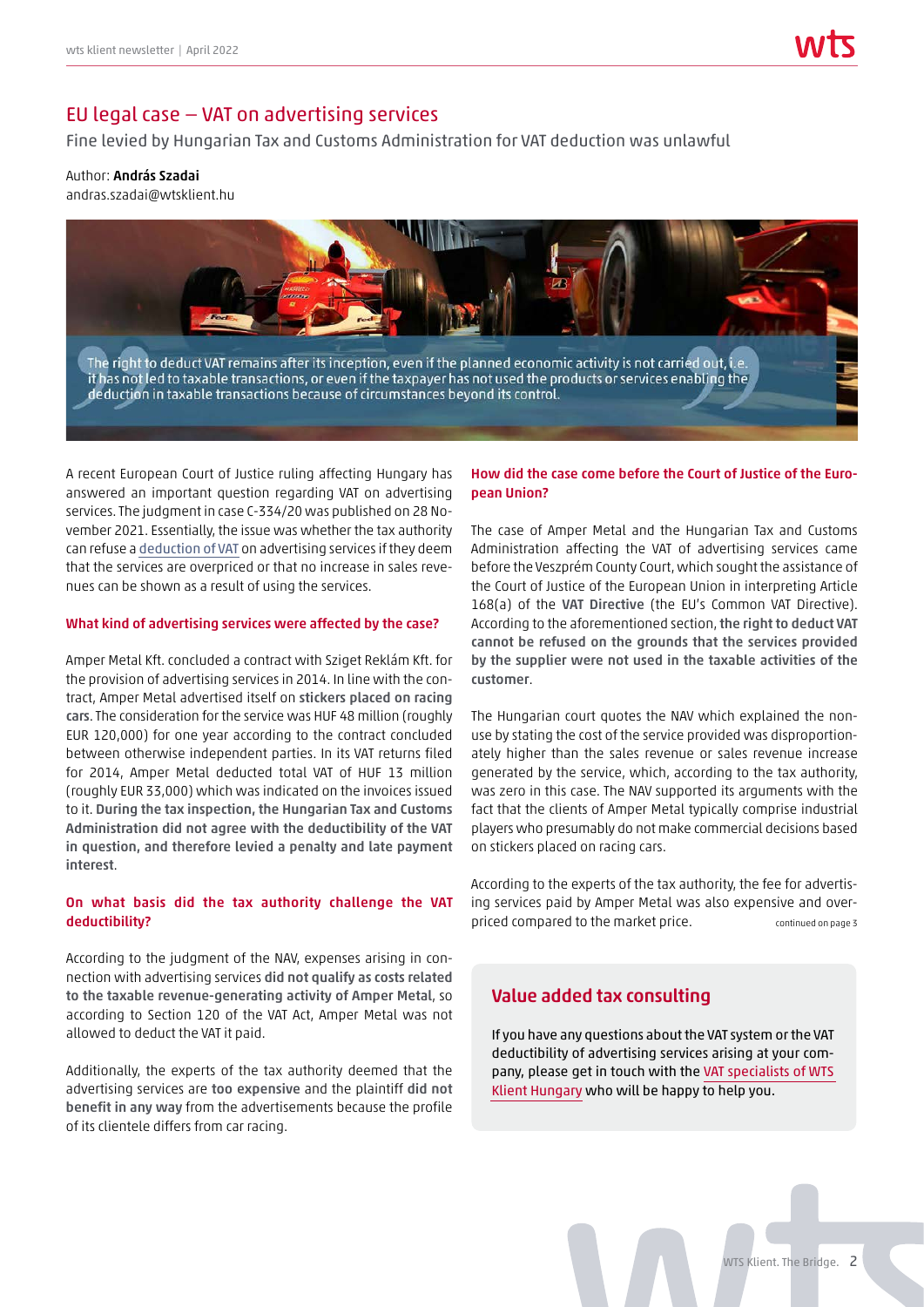# EU legal case – VAT on advertising services

Fine levied by Hungarian Tax and Customs Administration for VAT deduction was unlawful

Author: **András Szadai**
andras.szadai@wtsklient.hu

The right to deduct VAT remains after its inception, even if the planned economic activity is not carried out, i.e. it has not led to taxable transactions, or even if the taxpayer has not used the products or services enabling the deduction in taxable transactions because of circumstances beyond its control.

A recent European Court of Justice ruling affecting Hungary has answered an important question regarding VAT on advertising services. The judgment in case C-334/20 was published on 28 November 2021. Essentially, the issue was whether the tax authority can refuse a deduction of VAT on advertising services if they deem that the services are overpriced or that no increase in sales revenues can be shown as a result of using the services.

### What kind of advertising services were affected by the case?

Amper Metal Kft. concluded a contract with Sziget Reklám Kft. for the provision of advertising services in 2014. In line with the contract, Amper Metal advertised itself on **stickers placed on racing cars**. The consideration for the service was HUF 48 million (roughly EUR 120,000) for one year according to the contract concluded between otherwise independent parties. In its VAT returns filed for 2014, Amper Metal deducted total VAT of HUF 13 million (roughly EUR 33,000) which was indicated on the invoices issued to it. **During the tax inspection, the Hungarian Tax and Customs Administration did not agree with the deductibility of the VAT in question, and therefore levied a penalty and late payment interest**.

### On what basis did the tax authority challenge the VAT deductibility?

According to the judgment of the NAV, expenses arising in connection with advertising services **did not qualify as costs related to the taxable revenue-generating activity of Amper Metal**, so according to Section 120 of the VAT Act, Amper Metal was not allowed to deduct the VAT it paid.

Additionally, the experts of the tax authority deemed that the advertising services are **too expensive** and the plaintiff **did not benefit in any way** from the advertisements because the profile of its clientele differs from car racing.

### How did the case come before the Court of Justice of the European Union?

The case of Amper Metal and the Hungarian Tax and Customs Administration affecting the VAT of advertising services came before the Veszprém County Court, which sought the assistance of the Court of Justice of the European Union in interpreting Article 168(a) of the **VAT Directive** (the EU's Common VAT Directive). According to the aforementioned section, **the right to deduct VAT cannot be refused on the grounds that the services provided by the supplier were not used in the taxable activities of the customer**.

The Hungarian court quotes the NAV which explained the non-use by stating the cost of the service provided was disproportionately higher than the sales revenue or sales revenue increase generated by the service, which, according to the tax authority, was zero in this case. The NAV supported its arguments with the fact that the clients of Amper Metal typically comprise industrial players who presumably do not make commercial decisions based on stickers placed on racing cars.

According to the experts of the tax authority, the fee for advertising services paid by Amper Metal was also expensive and overpriced compared to the market price. continued on page 3

## Value added tax consulting

If you have any questions about the VAT system or the VAT deductibility of advertising services arising at your company, please get in touch with the VAT specialists of WTS Klient Hungary who will be happy to help you.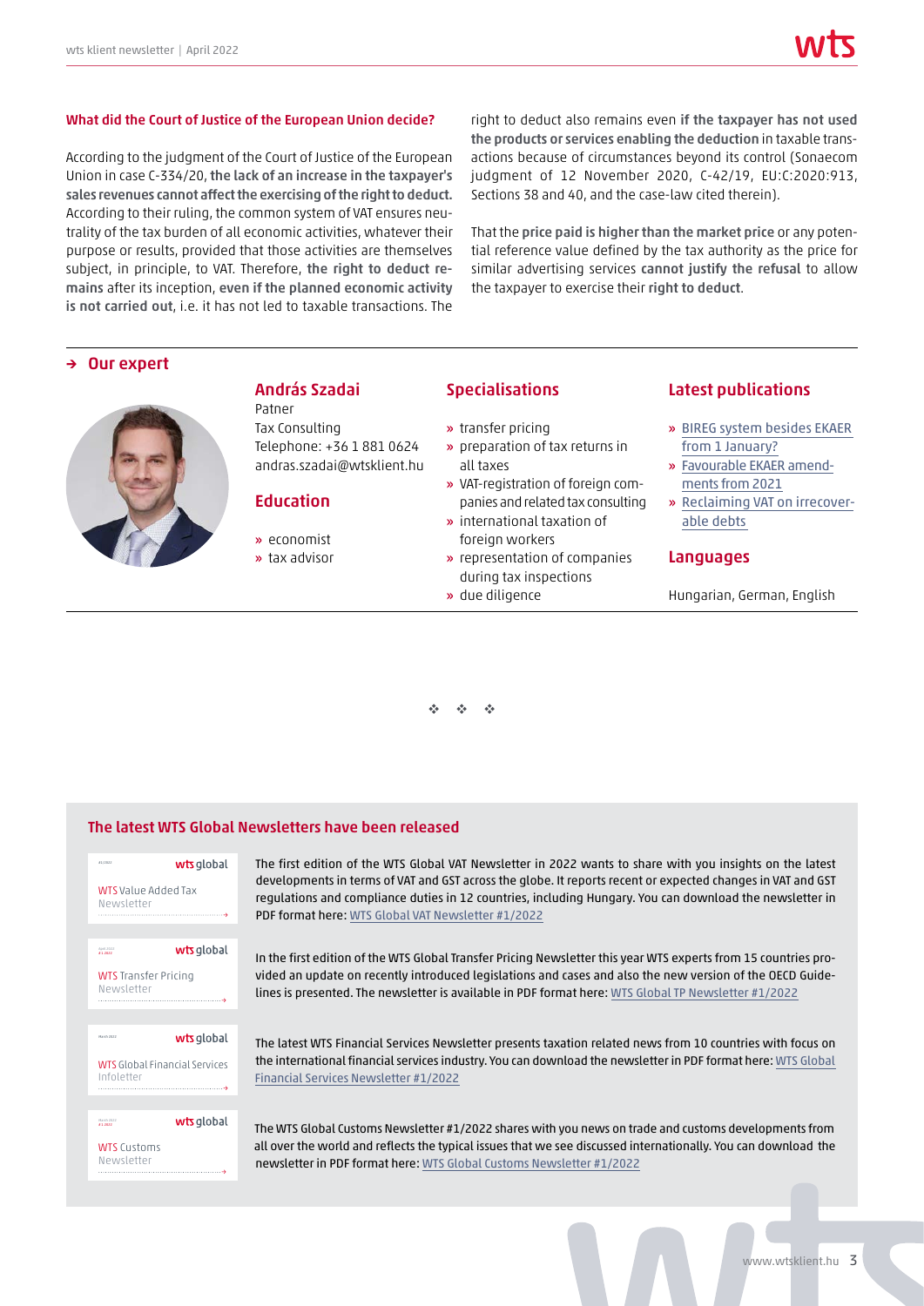### What did the Court of Justice of the European Union decide?

According to the judgment of the Court of Justice of the European Union in case C-334/20, **the lack of an increase in the taxpayer's sales revenues cannot affect the exercising of the right to deduct.** According to their ruling, the common system of VAT ensures neutrality of the tax burden of all economic activities, whatever their purpose or results, provided that those activities are themselves subject, in principle, to VAT. Therefore, **the right to deduct remains** after its inception, **even if the planned economic activity is not carried out**, i.e. it has not led to taxable transactions. The right to deduct also remains even **if the taxpayer has not used the products or services enabling the deduction** in taxable transactions because of circumstances beyond its control (Sonaecom judgment of 12 November 2020, C-42/19, EU:C:2020:913, Sections 38 and 40, and the case-law cited therein).

That the **price paid is higher than the market price** or any potential reference value defined by the tax authority as the price for similar advertising services **cannot justify the refusal** to allow the taxpayer to exercise their **right to deduct**.

## → Our expert

### András Szadai

Patner
Tax Consulting
Telephone: +36 1 881 0624
andras.szadai@wtsklient.hu

### Education

- economist
- tax advisor

### Specialisations

- transfer pricing
- preparation of tax returns in all taxes
- VAT-registration of foreign companies and related tax consulting
- international taxation of foreign workers
- representation of companies during tax inspections
- due diligence

### Latest publications

- BIREG system besides EKAER from 1 January?
- Favourable EKAER amendments from 2021
- Reclaiming VAT on irrecoverable debts

### Languages

Hungarian, German, English

❖ ❖ ❖

## The latest WTS Global Newsletters have been released

The first edition of the WTS Global VAT Newsletter in 2022 wants to share with you insights on the latest developments in terms of VAT and GST across the globe. It reports recent or expected changes in VAT and GST regulations and compliance duties in 12 countries, including Hungary. You can download the newsletter in PDF format here: WTS Global VAT Newsletter #1/2022

In the first edition of the WTS Global Transfer Pricing Newsletter this year WTS experts from 15 countries provided an update on recently introduced legislations and cases and also the new version of the OECD Guidelines is presented. The newsletter is available in PDF format here: WTS Global TP Newsletter #1/2022

The latest WTS Financial Services Newsletter presents taxation related news from 10 countries with focus on the international financial services industry. You can download the newsletter in PDF format here: WTS Global Financial Services Newsletter #1/2022

The WTS Global Customs Newsletter #1/2022 shares with you news on trade and customs developments from all over the world and reflects the typical issues that we see discussed internationally. You can download the newsletter in PDF format here: WTS Global Customs Newsletter #1/2022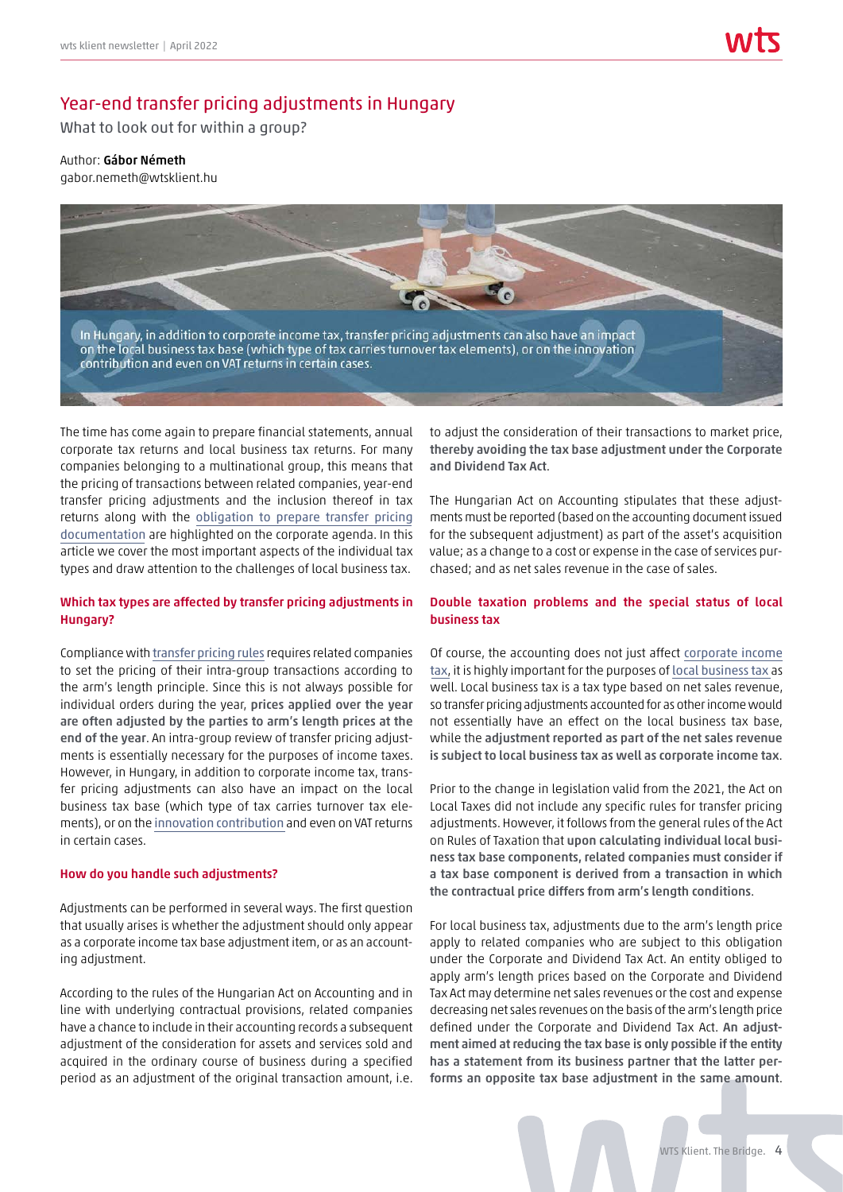# Year-end transfer pricing adjustments in Hungary

What to look out for within a group?

Author: **Gábor Németh**
gabor.nemeth@wtsklient.hu

In Hungary, in addition to corporate income tax, transfer pricing adjustments can also have an impact on the local business tax base (which type of tax carries turnover tax elements), or on the innovation contribution and even on VAT returns in certain cases.

The time has come again to prepare financial statements, annual corporate tax returns and local business tax returns. For many companies belonging to a multinational group, this means that the pricing of transactions between related companies, year-end transfer pricing adjustments and the inclusion thereof in tax returns along with the obligation to prepare transfer pricing documentation are highlighted on the corporate agenda. In this article we cover the most important aspects of the individual tax types and draw attention to the challenges of local business tax.

### Which tax types are affected by transfer pricing adjustments in Hungary?

Compliance with transfer pricing rules requires related companies to set the pricing of their intra-group transactions according to the arm's length principle. Since this is not always possible for individual orders during the year, **prices applied over the year are often adjusted by the parties to arm's length prices at the end of the year**. An intra-group review of transfer pricing adjustments is essentially necessary for the purposes of income taxes. However, in Hungary, in addition to corporate income tax, transfer pricing adjustments can also have an impact on the local business tax base (which type of tax carries turnover tax elements), or on the innovation contribution and even on VAT returns in certain cases.

### How do you handle such adjustments?

Adjustments can be performed in several ways. The first question that usually arises is whether the adjustment should only appear as a corporate income tax base adjustment item, or as an accounting adjustment.

According to the rules of the Hungarian Act on Accounting and in line with underlying contractual provisions, related companies have a chance to include in their accounting records a subsequent adjustment of the consideration for assets and services sold and acquired in the ordinary course of business during a specified period as an adjustment of the original transaction amount, i.e. to adjust the consideration of their transactions to market price, **thereby avoiding the tax base adjustment under the Corporate and Dividend Tax Act**.

The Hungarian Act on Accounting stipulates that these adjustments must be reported (based on the accounting document issued for the subsequent adjustment) as part of the asset's acquisition value; as a change to a cost or expense in the case of services purchased; and as net sales revenue in the case of sales.

### Double taxation problems and the special status of local business tax

Of course, the accounting does not just affect corporate income tax, it is highly important for the purposes of local business tax as well. Local business tax is a tax type based on net sales revenue, so transfer pricing adjustments accounted for as other income would not essentially have an effect on the local business tax base, while the **adjustment reported as part of the net sales revenue is subject to local business tax as well as corporate income tax**.

Prior to the change in legislation valid from the 2021, the Act on Local Taxes did not include any specific rules for transfer pricing adjustments. However, it follows from the general rules of the Act on Rules of Taxation that **upon calculating individual local business tax base components, related companies must consider if a tax base component is derived from a transaction in which the contractual price differs from arm's length conditions**.

For local business tax, adjustments due to the arm's length price apply to related companies who are subject to this obligation under the Corporate and Dividend Tax Act. An entity obliged to apply arm's length prices based on the Corporate and Dividend Tax Act may determine net sales revenues or the cost and expense decreasing net sales revenues on the basis of the arm's length price defined under the Corporate and Dividend Tax Act. **An adjustment aimed at reducing the tax base is only possible if the entity has a statement from its business partner that the latter performs an opposite tax base adjustment in the same amount**.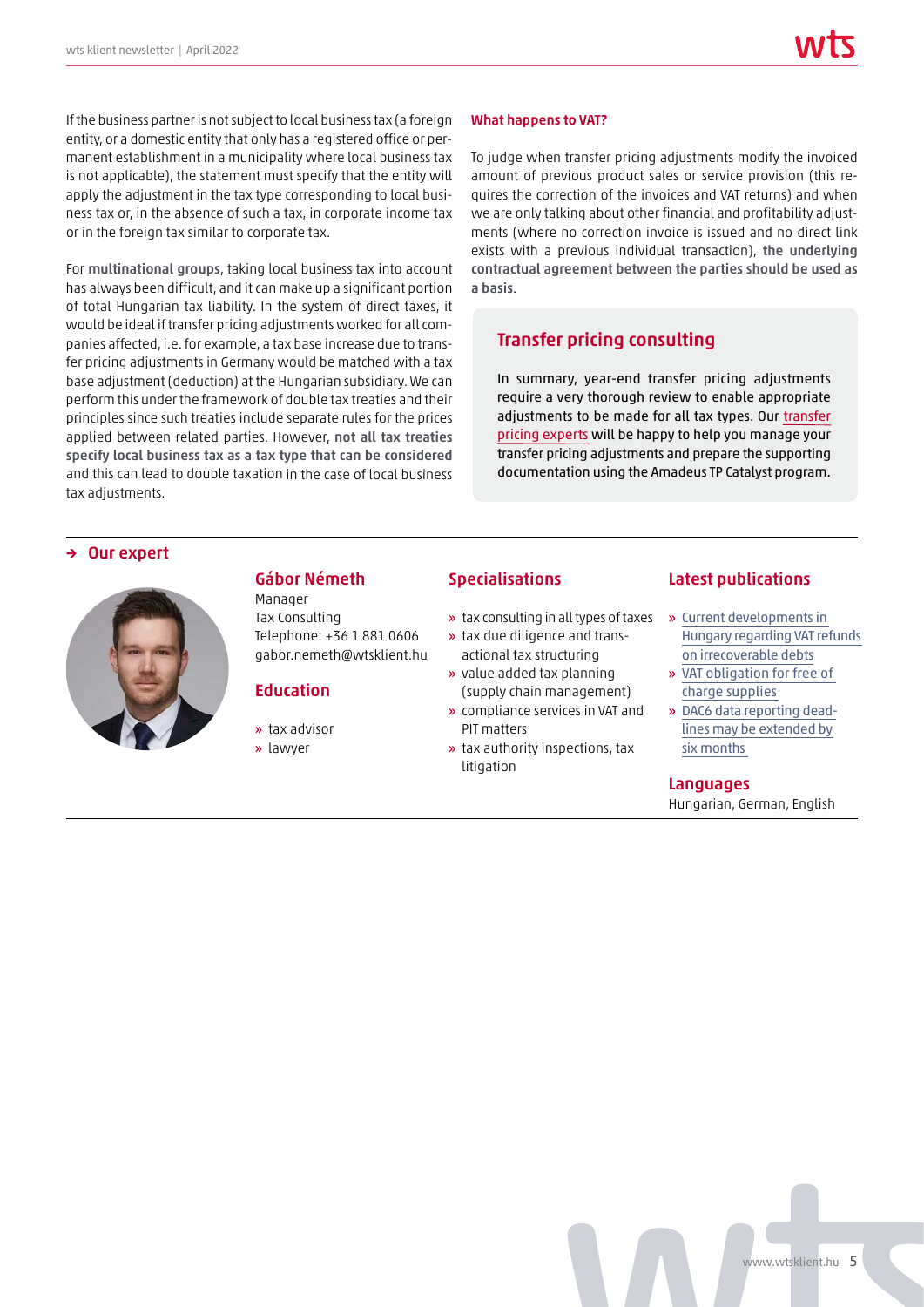If the business partner is not subject to local business tax (a foreign entity, or a domestic entity that only has a registered office or permanent establishment in a municipality where local business tax is not applicable), the statement must specify that the entity will apply the adjustment in the tax type corresponding to local business tax or, in the absence of such a tax, in corporate income tax or in the foreign tax similar to corporate tax.

For **multinational groups**, taking local business tax into account has always been difficult, and it can make up a significant portion of total Hungarian tax liability. In the system of direct taxes, it would be ideal if transfer pricing adjustments worked for all companies affected, i.e. for example, a tax base increase due to transfer pricing adjustments in Germany would be matched with a tax base adjustment (deduction) at the Hungarian subsidiary. We can perform this under the framework of double tax treaties and their principles since such treaties include separate rules for the prices applied between related parties. However, **not all tax treaties specify local business tax as a tax type that can be considered** and this can lead to double taxation in the case of local business tax adjustments.

#### What happens to VAT?

To judge when transfer pricing adjustments modify the invoiced amount of previous product sales or service provision (this requires the correction of the invoices and VAT returns) and when we are only talking about other financial and profitability adjustments (where no correction invoice is issued and no direct link exists with a previous individual transaction), **the underlying contractual agreement between the parties should be used as a basis**.

### Transfer pricing consulting

In summary, year-end transfer pricing adjustments require a very thorough review to enable appropriate adjustments to be made for all tax types. Our transfer pricing experts will be happy to help you manage your transfer pricing adjustments and prepare the supporting documentation using the Amadeus TP Catalyst program.

## → Our expert

### Gábor Németh

Manager
Tax Consulting
Telephone: +36 1 881 0606
gabor.nemeth@wtsklient.hu

### Education

- tax advisor
- lawyer

### Specialisations

- tax consulting in all types of taxes
- tax due diligence and transactional tax structuring
- value added tax planning (supply chain management)
- compliance services in VAT and PIT matters
- tax authority inspections, tax litigation

### Latest publications

- Current developments in Hungary regarding VAT refunds on irrecoverable debts
- VAT obligation for free of charge supplies
- DAC6 data reporting deadlines may be extended by six months

### Languages

Hungarian, German, English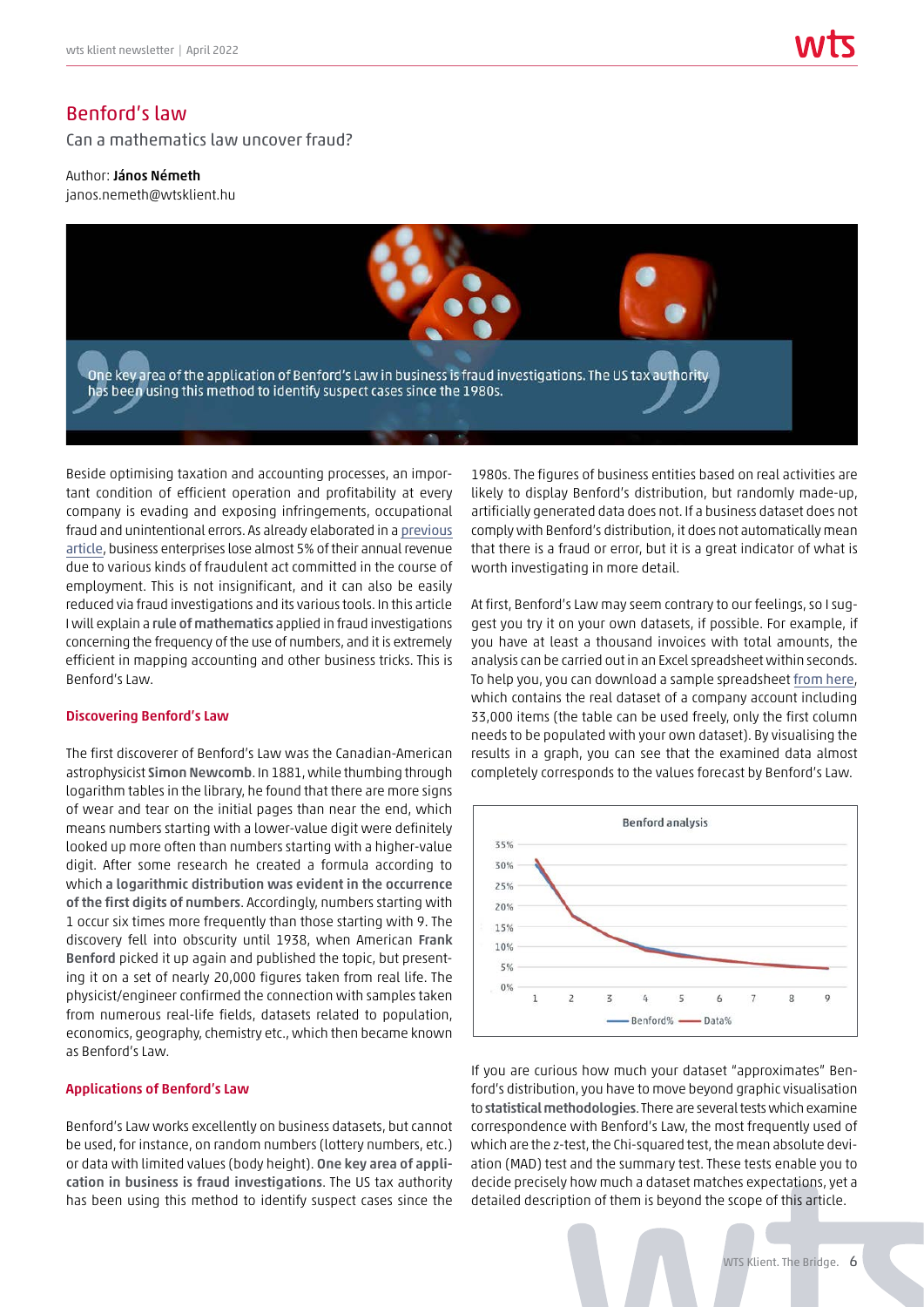# Benford's law

Can a mathematics law uncover fraud?

Author: **János Németh**
janos.nemeth@wtsklient.hu

One key area of the application of Benford's Law in business is fraud investigations. The US tax authority has been using this method to identify suspect cases since the 1980s.

Beside optimising taxation and accounting processes, an important condition of efficient operation and profitability at every company is evading and exposing infringements, occupational fraud and unintentional errors. As already elaborated in a previous article, business enterprises lose almost 5% of their annual revenue due to various kinds of fraudulent act committed in the course of employment. This is not insignificant, and it can also be easily reduced via fraud investigations and its various tools. In this article I will explain a **rule of mathematics** applied in fraud investigations concerning the frequency of the use of numbers, and it is extremely efficient in mapping accounting and other business tricks. This is Benford's Law.

### Discovering Benford's Law

The first discoverer of Benford's Law was the Canadian-American astrophysicist **Simon Newcomb**. In 1881, while thumbing through logarithm tables in the library, he found that there are more signs of wear and tear on the initial pages than near the end, which means numbers starting with a lower-value digit were definitely looked up more often than numbers starting with a higher-value digit. After some research he created a formula according to which a **logarithmic distribution was evident in the occurrence of the first digits of numbers**. Accordingly, numbers starting with 1 occur six times more frequently than those starting with 9. The discovery fell into obscurity until 1938, when American **Frank Benford** picked it up again and published the topic, but presenting it on a set of nearly 20,000 figures taken from real life. The physicist/engineer confirmed the connection with samples taken from numerous real-life fields, datasets related to population, economics, geography, chemistry etc., which then became known as Benford's Law.

### Applications of Benford's Law

Benford's Law works excellently on business datasets, but cannot be used, for instance, on random numbers (lottery numbers, etc.) or data with limited values (body height). **One key area of application in business is fraud investigations**. The US tax authority has been using this method to identify suspect cases since the 1980s. The figures of business entities based on real activities are likely to display Benford's distribution, but randomly made-up, artificially generated data does not. If a business dataset does not comply with Benford's distribution, it does not automatically mean that there is a fraud or error, but it is a great indicator of what is worth investigating in more detail.

At first, Benford's Law may seem contrary to our feelings, so I suggest you try it on your own datasets, if possible. For example, if you have at least a thousand invoices with total amounts, the analysis can be carried out in an Excel spreadsheet within seconds. To help you, you can download a sample spreadsheet from here, which contains the real dataset of a company account including 33,000 items (the table can be used freely, only the first column needs to be populated with your own dataset). By visualising the results in a graph, you can see that the examined data almost completely corresponds to the values forecast by Benford's Law.

If you are curious how much your dataset "approximates" Benford's distribution, you have to move beyond graphic visualisation to **statistical methodologies**. There are several tests which examine correspondence with Benford's Law, the most frequently used of which are the z-test, the Chi-squared test, the mean absolute deviation (MAD) test and the summary test. These tests enable you to decide precisely how much a dataset matches expectations, yet a detailed description of them is beyond the scope of this article.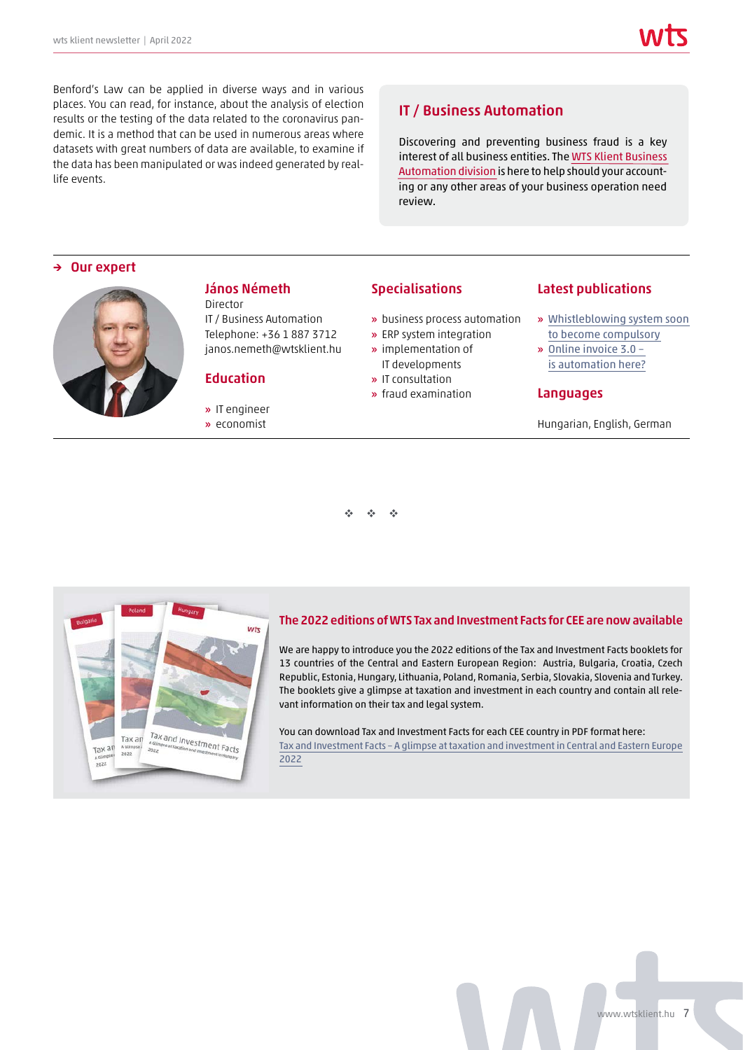Benford's Law can be applied in diverse ways and in various places. You can read, for instance, about the analysis of election results or the testing of the data related to the coronavirus pandemic. It is a method that can be used in numerous areas where datasets with great numbers of data are available, to examine if the data has been manipulated or was indeed generated by real-life events.

## IT / Business Automation

Discovering and preventing business fraud is a key interest of all business entities. The WTS Klient Business Automation division is here to help should your accounting or any other areas of your business operation need review.

## → Our expert

### János Németh

Director
IT / Business Automation
Telephone: +36 1 887 3712
janos.nemeth@wtsklient.hu

### Education

» IT engineer
» economist

### Specialisations

» business process automation
» ERP system integration
» implementation of IT developments
» IT consultation
» fraud examination

### Latest publications

» Whistleblowing system soon to become compulsory
» Online invoice 3.0 – is automation here?

### Languages

Hungarian, English, German

❖ ❖ ❖

## The 2022 editions of WTS Tax and Investment Facts for CEE are now available

We are happy to introduce you the 2022 editions of the Tax and Investment Facts booklets for 13 countries of the Central and Eastern European Region: Austria, Bulgaria, Croatia, Czech Republic, Estonia, Hungary, Lithuania, Poland, Romania, Serbia, Slovakia, Slovenia and Turkey. The booklets give a glimpse at taxation and investment in each country and contain all relevant information on their tax and legal system.

You can download Tax and Investment Facts for each CEE country in PDF format here:
Tax and Investment Facts – A glimpse at taxation and investment in Central and Eastern Europe 2022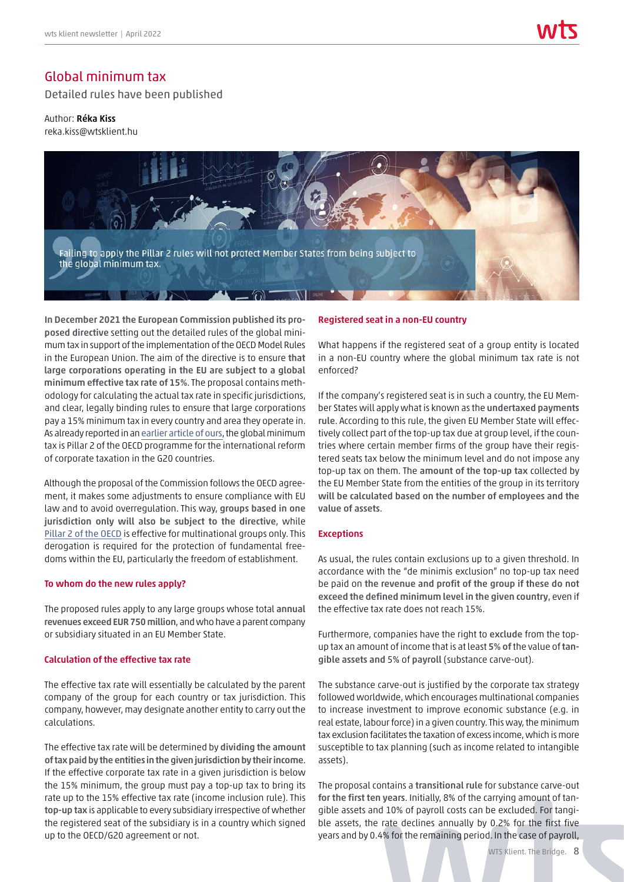# Global minimum tax

Detailed rules have been published

Author: **Réka Kiss**
reka.kiss@wtsklient.hu

> Failing to apply the Pillar 2 rules will not protect Member States from being subject to the global minimum tax.

**In December 2021 the European Commission published its proposed directive** setting out the detailed rules of the global minimum tax in support of the implementation of the OECD Model Rules in the European Union. The aim of the directive is to ensure **that large corporations operating in the EU are subject to a global minimum effective tax rate of 15%**. The proposal contains methodology for calculating the actual tax rate in specific jurisdictions, and clear, legally binding rules to ensure that large corporations pay a 15% minimum tax in every country and area they operate in. As already reported in an earlier article of ours, the global minimum tax is Pillar 2 of the OECD programme for the international reform of corporate taxation in the G20 countries.

Although the proposal of the Commission follows the OECD agreement, it makes some adjustments to ensure compliance with EU law and to avoid overregulation. This way, **groups based in one jurisdiction only will also be subject to the directive**, while Pillar 2 of the OECD is effective for multinational groups only. This derogation is required for the protection of fundamental freedoms within the EU, particularly the freedom of establishment.

### To whom do the new rules apply?

The proposed rules apply to any large groups whose total **annual revenues exceed EUR 750 million**, and who have a parent company or subsidiary situated in an EU Member State.

### Calculation of the effective tax rate

The effective tax rate will essentially be calculated by the parent company of the group for each country or tax jurisdiction. This company, however, may designate another entity to carry out the calculations.

The effective tax rate will be determined by **dividing the amount of tax paid by the entities in the given jurisdiction by their income**. If the effective corporate tax rate in a given jurisdiction is below the 15% minimum, the group must pay a top-up tax to bring its rate up to the 15% effective tax rate (income inclusion rule). This **top-up tax** is applicable to every subsidiary irrespective of whether the registered seat of the subsidiary is in a country which signed up to the OECD/G20 agreement or not.

### Registered seat in a non-EU country

What happens if the registered seat of a group entity is located in a non-EU country where the global minimum tax rate is not enforced?

If the company's registered seat is in such a country, the EU Member States will apply what is known as the **undertaxed payments rule**. According to this rule, the given EU Member State will effectively collect part of the top-up tax due at group level, if the countries where certain member firms of the group have their registered seats tax below the minimum level and do not impose any top-up tax on them. The **amount of the top-up tax** collected by the EU Member State from the entities of the group in its territory **will be calculated based on the number of employees and the value of assets**.

### Exceptions

As usual, the rules contain exclusions up to a given threshold. In accordance with the "de minimis exclusion" no top-up tax need be paid on **the revenue and profit of the group if these do not exceed the defined minimum level in the given country**, even if the effective tax rate does not reach 15%.

Furthermore, companies have the right to **exclude** from the top-up tax an amount of income that is at least **5% of** the value of **tangible assets and** 5% of **payroll** (substance carve-out).

The substance carve-out is justified by the corporate tax strategy followed worldwide, which encourages multinational companies to increase investment to improve economic substance (e.g. in real estate, labour force) in a given country. This way, the minimum tax exclusion facilitates the taxation of excess income, which is more susceptible to tax planning (such as income related to intangible assets).

The proposal contains a **transitional rule** for substance carve-out **for the first ten years**. Initially, 8% of the carrying amount of tangible assets and 10% of payroll costs can be excluded. For tangible assets, the rate declines annually by 0.2% for the first five years and by 0.4% for the remaining period. In the case of payroll,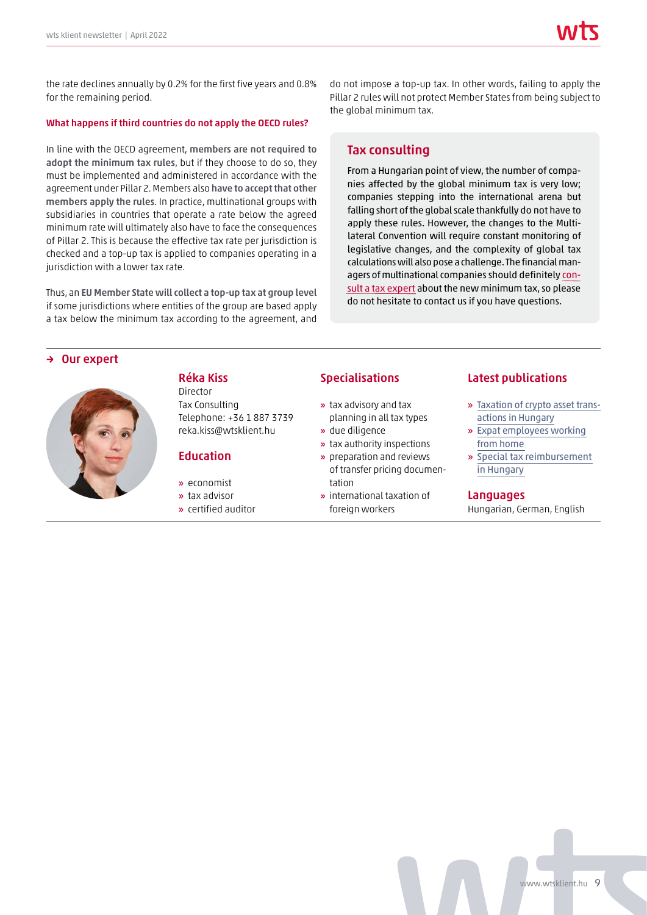the rate declines annually by 0.2% for the first five years and 0.8% for the remaining period.

#### What happens if third countries do not apply the OECD rules?

In line with the OECD agreement, **members are not required to adopt the minimum tax rules**, but if they choose to do so, they must be implemented and administered in accordance with the agreement under Pillar 2. Members also **have to accept that other members apply the rules**. In practice, multinational groups with subsidiaries in countries that operate a rate below the agreed minimum rate will ultimately also have to face the consequences of Pillar 2. This is because the effective tax rate per jurisdiction is checked and a top-up tax is applied to companies operating in a jurisdiction with a lower tax rate.

Thus, an **EU Member State will collect a top-up tax at group level** if some jurisdictions where entities of the group are based apply a tax below the minimum tax according to the agreement, and do not impose a top-up tax. In other words, failing to apply the Pillar 2 rules will not protect Member States from being subject to the global minimum tax.

### Tax consulting

From a Hungarian point of view, the number of companies affected by the global minimum tax is very low; companies stepping into the international arena but falling short of the global scale thankfully do not have to apply these rules. However, the changes to the Multilateral Convention will require constant monitoring of legislative changes, and the complexity of global tax calculations will also pose a challenge. The financial managers of multinational companies should definitely consult a tax expert about the new minimum tax, so please do not hesitate to contact us if you have questions.

## → Our expert

### Réka Kiss

Director
Tax Consulting
Telephone: +36 1 887 3739
reka.kiss@wtsklient.hu

### Education

- economist
- tax advisor
- certified auditor

### Specialisations

- tax advisory and tax planning in all tax types
- due diligence
- tax authority inspections
- preparation and reviews of transfer pricing documentation
- international taxation of foreign workers

### Latest publications

- Taxation of crypto asset transactions in Hungary
- Expat employees working from home
- Special tax reimbursement in Hungary

### Languages

Hungarian, German, English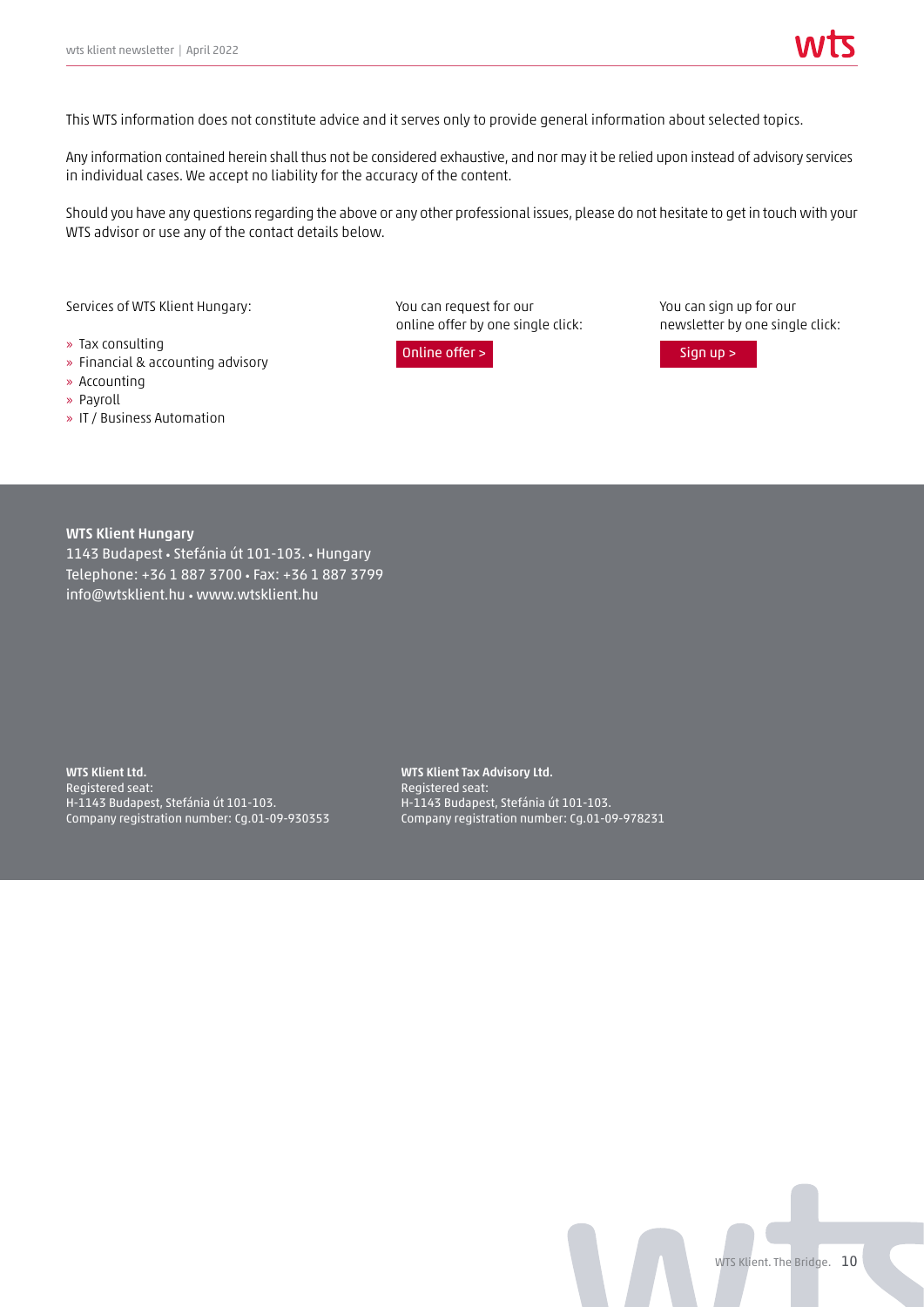This WTS information does not constitute advice and it serves only to provide general information about selected topics.

Any information contained herein shall thus not be considered exhaustive, and nor may it be relied upon instead of advisory services in individual cases. We accept no liability for the accuracy of the content.

Should you have any questions regarding the above or any other professional issues, please do not hesitate to get in touch with your WTS advisor or use any of the contact details below.

Services of WTS Klient Hungary:

- Tax consulting
- Financial & accounting advisory
- Accounting
- Payroll
- IT / Business Automation

You can request for our online offer by one single click:

Online offer >

You can sign up for our newsletter by one single click:

Sign up >

**WTS Klient Hungary**
1143 Budapest • Stefánia út 101-103. • Hungary
Telephone: +36 1 887 3700 • Fax: +36 1 887 3799
info@wtsklient.hu • www.wtsklient.hu

**WTS Klient Ltd.**
Registered seat:
H-1143 Budapest, Stefánia út 101-103.
Company registration number: Cg.01-09-930353

**WTS Klient Tax Advisory Ltd.**
Registered seat:
H-1143 Budapest, Stefánia út 101-103.
Company registration number: Cg.01-09-978231